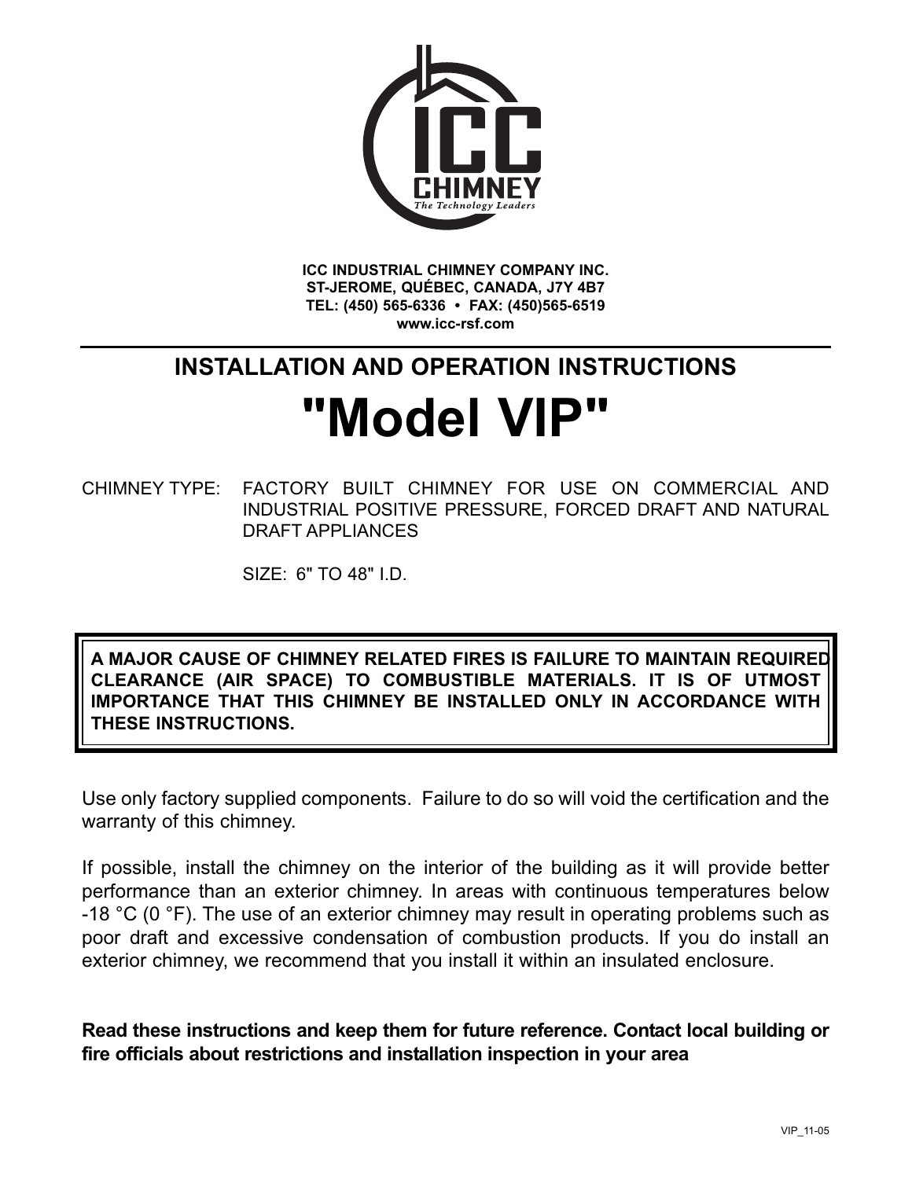ICC INDUSTRIAL CHIMNEY COMPANY INC.
ST-JEROME, QUÉBEC, CANADA, J7Y 4B7
TEL: (450) 565-6336 • FAX: (450)565-6519
www.icc-rsf.com

## INSTALLATION AND OPERATION INSTRUCTIONS

# "Model VIP"

CHIMNEY TYPE: FACTORY BUILT CHIMNEY FOR USE ON COMMERCIAL AND INDUSTRIAL POSITIVE PRESSURE, FORCED DRAFT AND NATURAL DRAFT APPLIANCES

SIZE: 6" TO 48" I.D.

**A MAJOR CAUSE OF CHIMNEY RELATED FIRES IS FAILURE TO MAINTAIN REQUIRED CLEARANCE (AIR SPACE) TO COMBUSTIBLE MATERIALS. IT IS OF UTMOST IMPORTANCE THAT THIS CHIMNEY BE INSTALLED ONLY IN ACCORDANCE WITH THESE INSTRUCTIONS.**

Use only factory supplied components. Failure to do so will void the certification and the warranty of this chimney.

If possible, install the chimney on the interior of the building as it will provide better performance than an exterior chimney. In areas with continuous temperatures below -18 °C (0 °F). The use of an exterior chimney may result in operating problems such as poor draft and excessive condensation of combustion products. If you do install an exterior chimney, we recommend that you install it within an insulated enclosure.

**Read these instructions and keep them for future reference. Contact local building or fire officials about restrictions and installation inspection in your area**

VIP_11-05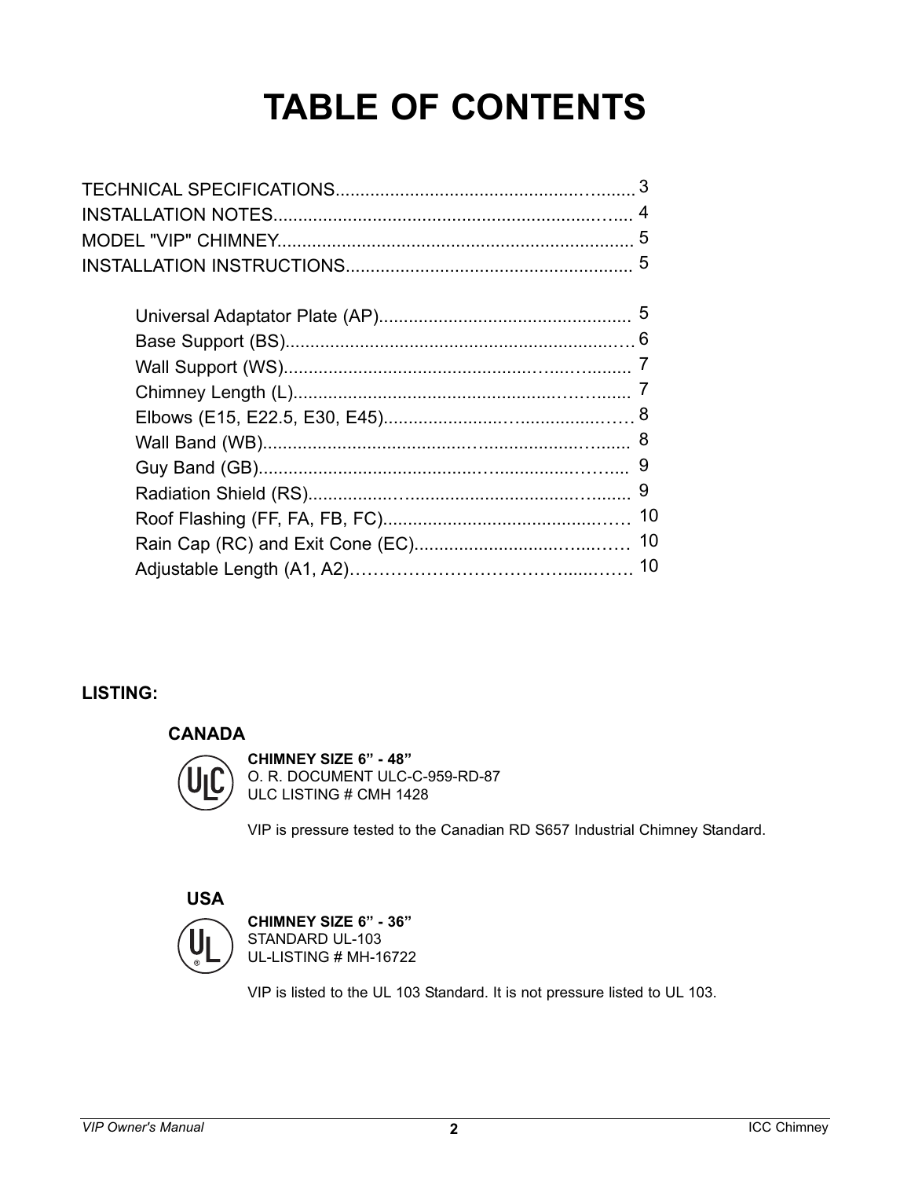# TABLE OF CONTENTS

TECHNICAL SPECIFICATIONS............................................................ 3
INSTALLATION NOTES........................................................................ 4
MODEL "VIP" CHIMNEY........................................................................ 5
INSTALLATION INSTRUCTIONS.......................................................... 5

- Universal Adaptator Plate (AP)................................................... 5
- Base Support (BS)....................................................................... 6
- Wall Support (WS)....................................................................... 7
- Chimney Length (L)..................................................................... 7
- Elbows (E15, E22.5, E30, E45)..................................................... 8
- Wall Band (WB)............................................................................ 8
- Guy Band (GB).............................................................................. 9
- Radiation Shield (RS)................................................................... 9
- Roof Flashing (FF, FA, FB, FC)..................................................... 10
- Rain Cap (RC) and Exit Cone (EC)................................................ 10
- Adjustable Length (A1, A2).......................................................... 10

**LISTING:**

**CANADA**

ULC

**CHIMNEY SIZE 6" - 48"**
O. R. DOCUMENT ULC-C-959-RD-87
ULC LISTING # CMH 1428

VIP is pressure tested to the Canadian RD S657 Industrial Chimney Standard.

**USA**

UL

**CHIMNEY SIZE 6" - 36"**
STANDARD UL-103
UL-LISTING # MH-16722

VIP is listed to the UL 103 Standard. It is not pressure listed to UL 103.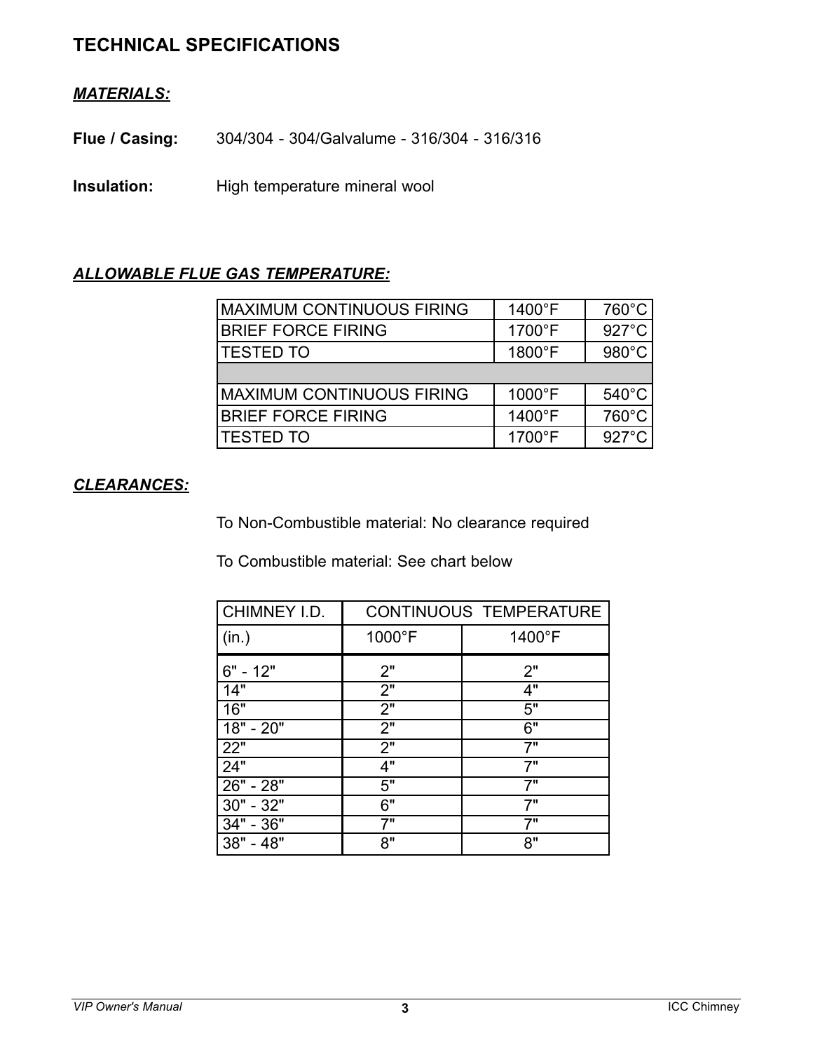## TECHNICAL SPECIFICATIONS

### ***MATERIALS:***

**Flue / Casing:** 304/304 - 304/Galvalume - 316/304 - 316/316

**Insulation:** High temperature mineral wool

### ***ALLOWABLE FLUE GAS TEMPERATURE:***

| | | |
|---|---|---|
| MAXIMUM CONTINUOUS FIRING | 1400°F | 760°C |
| BRIEF FORCE FIRING | 1700°F | 927°C |
| TESTED TO | 1800°F | 980°C |
| | | |
| MAXIMUM CONTINUOUS FIRING | 1000°F | 540°C |
| BRIEF FORCE FIRING | 1400°F | 760°C |
| TESTED TO | 1700°F | 927°C |

### ***CLEARANCES:***

To Non-Combustible material: No clearance required

To Combustible material: See chart below

| CHIMNEY I.D. | CONTINUOUS TEMPERATURE | |
|---|---|---|
| (in.) | 1000°F | 1400°F |
| 6" - 12" | 2" | 2" |
| 14" | 2" | 4" |
| 16" | 2" | 5" |
| 18" - 20" | 2" | 6" |
| 22" | 2" | 7" |
| 24" | 4" | 7" |
| 26" - 28" | 5" | 7" |
| 30" - 32" | 6" | 7" |
| 34" - 36" | 7" | 7" |
| 38" - 48" | 8" | 8" |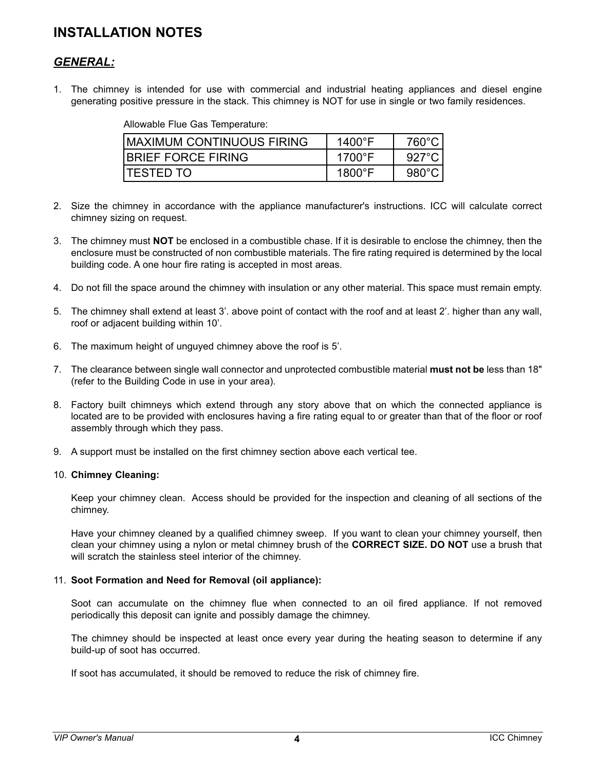# INSTALLATION NOTES

## *GENERAL:*

1. The chimney is intended for use with commercial and industrial heating appliances and diesel engine generating positive pressure in the stack. This chimney is NOT for use in single or two family residences.

   Allowable Flue Gas Temperature:

   | | | |
   |---|---|---|
   | MAXIMUM CONTINUOUS FIRING | 1400°F | 760°C |
   | BRIEF FORCE FIRING | 1700°F | 927°C |
   | TESTED TO | 1800°F | 980°C |

2. Size the chimney in accordance with the appliance manufacturer's instructions. ICC will calculate correct chimney sizing on request.

3. The chimney must **NOT** be enclosed in a combustible chase. If it is desirable to enclose the chimney, then the enclosure must be constructed of non combustible materials. The fire rating required is determined by the local building code. A one hour fire rating is accepted in most areas.

4. Do not fill the space around the chimney with insulation or any other material. This space must remain empty.

5. The chimney shall extend at least 3'. above point of contact with the roof and at least 2'. higher than any wall, roof or adjacent building within 10'.

6. The maximum height of unguyed chimney above the roof is 5'.

7. The clearance between single wall connector and unprotected combustible material **must not be** less than 18" (refer to the Building Code in use in your area).

8. Factory built chimneys which extend through any story above that on which the connected appliance is located are to be provided with enclosures having a fire rating equal to or greater than that of the floor or roof assembly through which they pass.

9. A support must be installed on the first chimney section above each vertical tee.

10. **Chimney Cleaning:**

    Keep your chimney clean. Access should be provided for the inspection and cleaning of all sections of the chimney.

    Have your chimney cleaned by a qualified chimney sweep. If you want to clean your chimney yourself, then clean your chimney using a nylon or metal chimney brush of the **CORRECT SIZE. DO NOT** use a brush that will scratch the stainless steel interior of the chimney.

11. **Soot Formation and Need for Removal (oil appliance):**

    Soot can accumulate on the chimney flue when connected to an oil fired appliance. If not removed periodically this deposit can ignite and possibly damage the chimney.

    The chimney should be inspected at least once every year during the heating season to determine if any build-up of soot has occurred.

    If soot has accumulated, it should be removed to reduce the risk of chimney fire.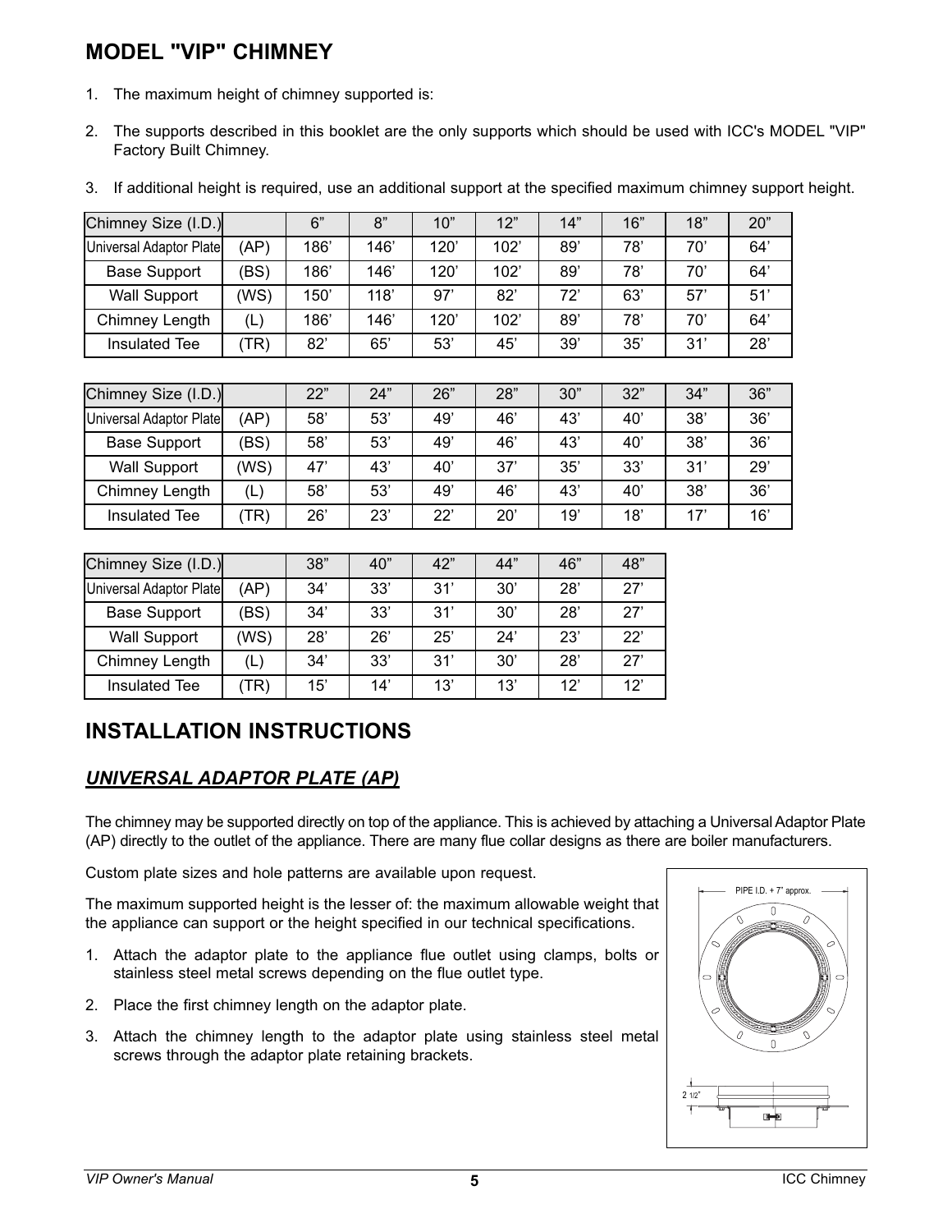# MODEL "VIP" CHIMNEY

1. The maximum height of chimney supported is:
2. The supports described in this booklet are the only supports which should be used with ICC's MODEL "VIP" Factory Built Chimney.
3. If additional height is required, use an additional support at the specified maximum chimney support height.

| Chimney Size (I.D.) | | 6" | 8" | 10" | 12" | 14" | 16" | 18" | 20" |
|---|---|---|---|---|---|---|---|---|---|
| Universal Adaptor Plate | (AP) | 186' | 146' | 120' | 102' | 89' | 78' | 70' | 64' |
| Base Support | (BS) | 186' | 146' | 120' | 102' | 89' | 78' | 70' | 64' |
| Wall Support | (WS) | 150' | 118' | 97' | 82' | 72' | 63' | 57' | 51' |
| Chimney Length | (L) | 186' | 146' | 120' | 102' | 89' | 78' | 70' | 64' |
| Insulated Tee | (TR) | 82' | 65' | 53' | 45' | 39' | 35' | 31' | 28' |

| Chimney Size (I.D.) | | 22" | 24" | 26" | 28" | 30" | 32" | 34" | 36" |
|---|---|---|---|---|---|---|---|---|---|
| Universal Adaptor Plate | (AP) | 58' | 53' | 49' | 46' | 43' | 40' | 38' | 36' |
| Base Support | (BS) | 58' | 53' | 49' | 46' | 43' | 40' | 38' | 36' |
| Wall Support | (WS) | 47' | 43' | 40' | 37' | 35' | 33' | 31' | 29' |
| Chimney Length | (L) | 58' | 53' | 49' | 46' | 43' | 40' | 38' | 36' |
| Insulated Tee | (TR) | 26' | 23' | 22' | 20' | 19' | 18' | 17' | 16' |

| Chimney Size (I.D.) | | 38" | 40" | 42" | 44" | 46" | 48" |
|---|---|---|---|---|---|---|---|
| Universal Adaptor Plate | (AP) | 34' | 33' | 31' | 30' | 28' | 27' |
| Base Support | (BS) | 34' | 33' | 31' | 30' | 28' | 27' |
| Wall Support | (WS) | 28' | 26' | 25' | 24' | 23' | 22' |
| Chimney Length | (L) | 34' | 33' | 31' | 30' | 28' | 27' |
| Insulated Tee | (TR) | 15' | 14' | 13' | 13' | 12' | 12' |

# INSTALLATION INSTRUCTIONS

## *UNIVERSAL ADAPTOR PLATE (AP)*

The chimney may be supported directly on top of the appliance. This is achieved by attaching a Universal Adaptor Plate (AP) directly to the outlet of the appliance. There are many flue collar designs as there are boiler manufacturers.

Custom plate sizes and hole patterns are available upon request.

The maximum supported height is the lesser of: the maximum allowable weight that the appliance can support or the height specified in our technical specifications.

1. Attach the adaptor plate to the appliance flue outlet using clamps, bolts or stainless steel metal screws depending on the flue outlet type.
2. Place the first chimney length on the adaptor plate.
3. Attach the chimney length to the adaptor plate using stainless steel metal screws through the adaptor plate retaining brackets.

PIPE I.D. + 7" approx.

2 1/2"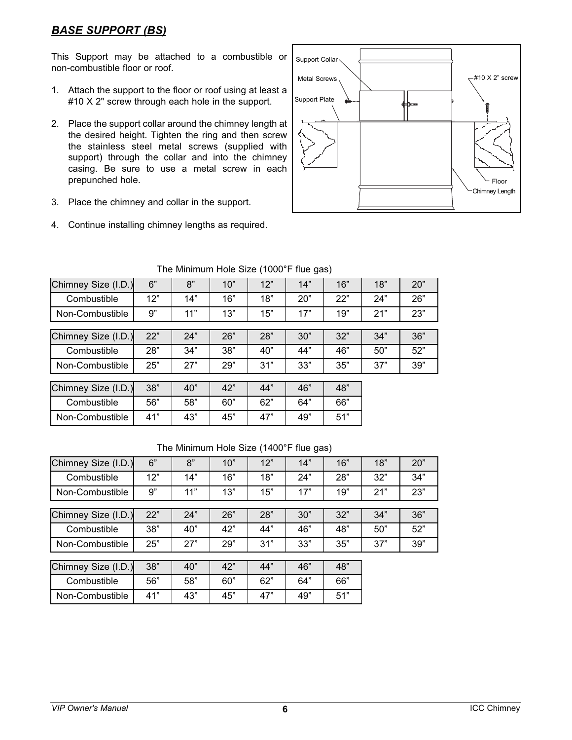## ***BASE SUPPORT (BS)***

This Support may be attached to a combustible or non-combustible floor or roof.

1. Attach the support to the floor or roof using at least a #10 X 2" screw through each hole in the support.

2. Place the support collar around the chimney length at the desired height. Tighten the ring and then screw the stainless steel metal screws (supplied with support) through the collar and into the chimney casing. Be sure to use a metal screw in each prepunched hole.

3. Place the chimney and collar in the support.

4. Continue installing chimney lengths as required.

Support Collar
Metal Screws
Support Plate
#10 X 2" screw
Floor
Chimney Length

The Minimum Hole Size (1000°F flue gas)

| Chimney Size (I.D.) | 6" | 8" | 10" | 12" | 14" | 16" | 18" | 20" |
|---|---|---|---|---|---|---|---|---|
| Combustible | 12" | 14" | 16" | 18" | 20" | 22" | 24" | 26" |
| Non-Combustible | 9" | 11" | 13" | 15" | 17" | 19" | 21" | 23" |

| Chimney Size (I.D.) | 22" | 24" | 26" | 28" | 30" | 32" | 34" | 36" |
|---|---|---|---|---|---|---|---|---|
| Combustible | 28" | 34" | 38" | 40" | 44" | 46" | 50" | 52" |
| Non-Combustible | 25" | 27" | 29" | 31" | 33" | 35" | 37" | 39" |

| Chimney Size (I.D.) | 38" | 40" | 42" | 44" | 46" | 48" |
|---|---|---|---|---|---|---|
| Combustible | 56" | 58" | 60" | 62" | 64" | 66" |
| Non-Combustible | 41" | 43" | 45" | 47" | 49" | 51" |

The Minimum Hole Size (1400°F flue gas)

| Chimney Size (I.D.) | 6" | 8" | 10" | 12" | 14" | 16" | 18" | 20" |
|---|---|---|---|---|---|---|---|---|
| Combustible | 12" | 14" | 16" | 18" | 24" | 28" | 32" | 34" |
| Non-Combustible | 9" | 11" | 13" | 15" | 17" | 19" | 21" | 23" |

| Chimney Size (I.D.) | 22" | 24" | 26" | 28" | 30" | 32" | 34" | 36" |
|---|---|---|---|---|---|---|---|---|
| Combustible | 38" | 40" | 42" | 44" | 46" | 48" | 50" | 52" |
| Non-Combustible | 25" | 27" | 29" | 31" | 33" | 35" | 37" | 39" |

| Chimney Size (I.D.) | 38" | 40" | 42" | 44" | 46" | 48" |
|---|---|---|---|---|---|---|
| Combustible | 56" | 58" | 60" | 62" | 64" | 66" |
| Non-Combustible | 41" | 43" | 45" | 47" | 49" | 51" |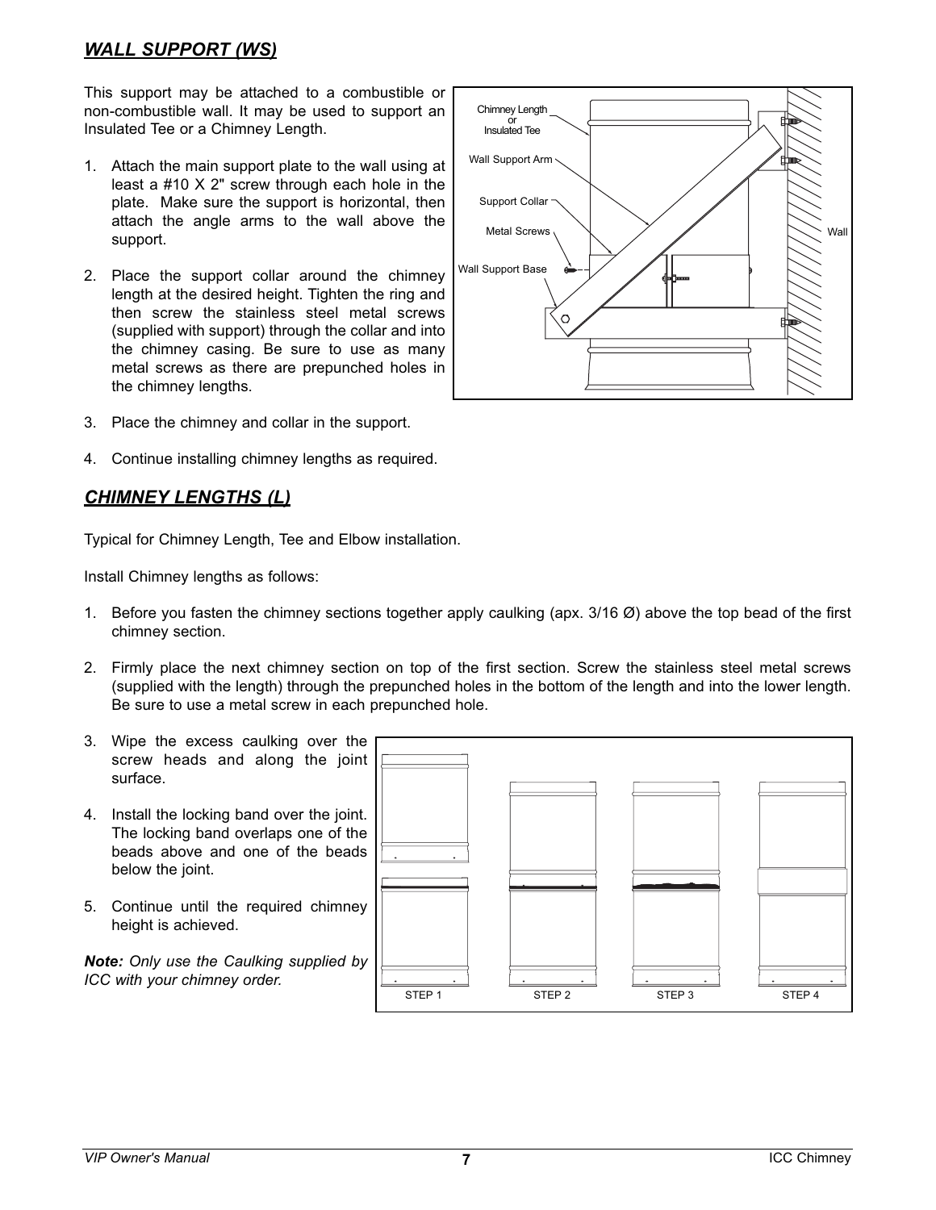## *WALL SUPPORT (WS)*

This support may be attached to a combustible or non-combustible wall. It may be used to support an Insulated Tee or a Chimney Length.

1. Attach the main support plate to the wall using at least a #10 X 2" screw through each hole in the plate. Make sure the support is horizontal, then attach the angle arms to the wall above the support.

2. Place the support collar around the chimney length at the desired height. Tighten the ring and then screw the stainless steel metal screws (supplied with support) through the collar and into the chimney casing. Be sure to use as many metal screws as there are prepunched holes in the chimney lengths.

3. Place the chimney and collar in the support.

4. Continue installing chimney lengths as required.

## *CHIMNEY LENGTHS (L)*

Typical for Chimney Length, Tee and Elbow installation.

Install Chimney lengths as follows:

1. Before you fasten the chimney sections together apply caulking (apx. 3/16 Ø) above the top bead of the first chimney section.

2. Firmly place the next chimney section on top of the first section. Screw the stainless steel metal screws (supplied with the length) through the prepunched holes in the bottom of the length and into the lower length. Be sure to use a metal screw in each prepunched hole.

3. Wipe the excess caulking over the screw heads and along the joint surface.

4. Install the locking band over the joint. The locking band overlaps one of the beads above and one of the beads below the joint.

5. Continue until the required chimney height is achieved.

***Note:*** *Only use the Caulking supplied by ICC with your chimney order.*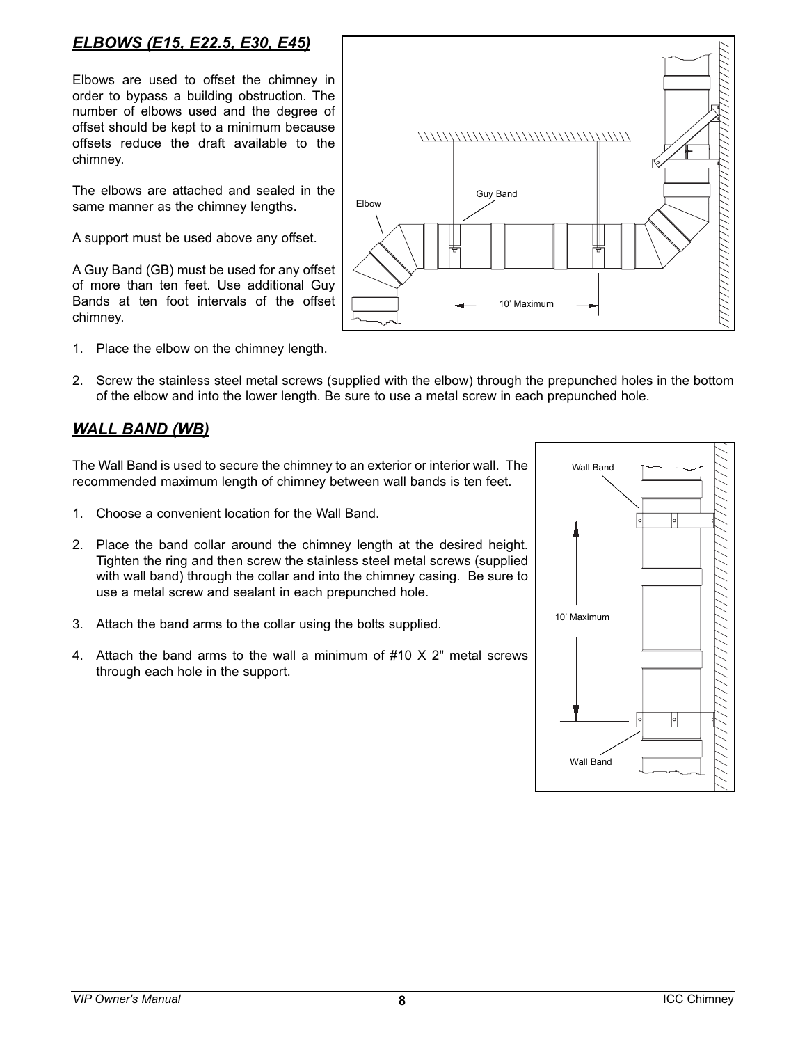## *ELBOWS (E15, E22.5, E30, E45)*

Elbows are used to offset the chimney in order to bypass a building obstruction. The number of elbows used and the degree of offset should be kept to a minimum because offsets reduce the draft available to the chimney.

The elbows are attached and sealed in the same manner as the chimney lengths.

A support must be used above any offset.

A Guy Band (GB) must be used for any offset of more than ten feet. Use additional Guy Bands at ten foot intervals of the offset chimney.

1. Place the elbow on the chimney length.
2. Screw the stainless steel metal screws (supplied with the elbow) through the prepunched holes in the bottom of the elbow and into the lower length. Be sure to use a metal screw in each prepunched hole.

## *WALL BAND (WB)*

The Wall Band is used to secure the chimney to an exterior or interior wall. The recommended maximum length of chimney between wall bands is ten feet.

1. Choose a convenient location for the Wall Band.
2. Place the band collar around the chimney length at the desired height. Tighten the ring and then screw the stainless steel metal screws (supplied with wall band) through the collar and into the chimney casing. Be sure to use a metal screw and sealant in each prepunched hole.
3. Attach the band arms to the collar using the bolts supplied.
4. Attach the band arms to the wall a minimum of #10 X 2" metal screws through each hole in the support.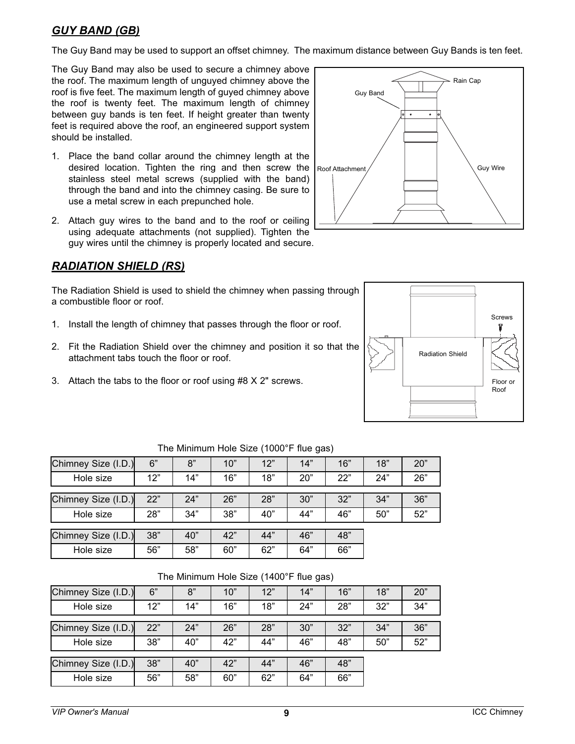## *GUY BAND (GB)*

The Guy Band may be used to support an offset chimney. The maximum distance between Guy Bands is ten feet.

The Guy Band may also be used to secure a chimney above the roof. The maximum length of unguyed chimney above the roof is five feet. The maximum length of guyed chimney above the roof is twenty feet. The maximum length of chimney between guy bands is ten feet. If height greater than twenty feet is required above the roof, an engineered support system should be installed.

1. Place the band collar around the chimney length at the desired location. Tighten the ring and then screw the stainless steel metal screws (supplied with the band) through the band and into the chimney casing. Be sure to use a metal screw in each prepunched hole.

2. Attach guy wires to the band and to the roof or ceiling using adequate attachments (not supplied). Tighten the guy wires until the chimney is properly located and secure.

## *RADIATION SHIELD (RS)*

The Radiation Shield is used to shield the chimney when passing through a combustible floor or roof.

1. Install the length of chimney that passes through the floor or roof.

2. Fit the Radiation Shield over the chimney and position it so that the attachment tabs touch the floor or roof.

3. Attach the tabs to the floor or roof using #8 X 2" screws.

The Minimum Hole Size (1000°F flue gas)

| Chimney Size (I.D.) | 6" | 8" | 10" | 12" | 14" | 16" | 18" | 20" |
|---|---|---|---|---|---|---|---|---|
| Hole size | 12" | 14" | 16" | 18" | 20" | 22" | 24" | 26" |
| Chimney Size (I.D.) | 22" | 24" | 26" | 28" | 30" | 32" | 34" | 36" |
| Hole size | 28" | 34" | 38" | 40" | 44" | 46" | 50" | 52" |
| Chimney Size (I.D.) | 38" | 40" | 42" | 44" | 46" | 48" | | |
| Hole size | 56" | 58" | 60" | 62" | 64" | 66" | | |

The Minimum Hole Size (1400°F flue gas)

| Chimney Size (I.D.) | 6" | 8" | 10" | 12" | 14" | 16" | 18" | 20" |
|---|---|---|---|---|---|---|---|---|
| Hole size | 12" | 14" | 16" | 18" | 24" | 28" | 32" | 34" |
| Chimney Size (I.D.) | 22" | 24" | 26" | 28" | 30" | 32" | 34" | 36" |
| Hole size | 38" | 40" | 42" | 44" | 46" | 48" | 50" | 52" |
| Chimney Size (I.D.) | 38" | 40" | 42" | 44" | 46" | 48" | | |
| Hole size | 56" | 58" | 60" | 62" | 64" | 66" | | |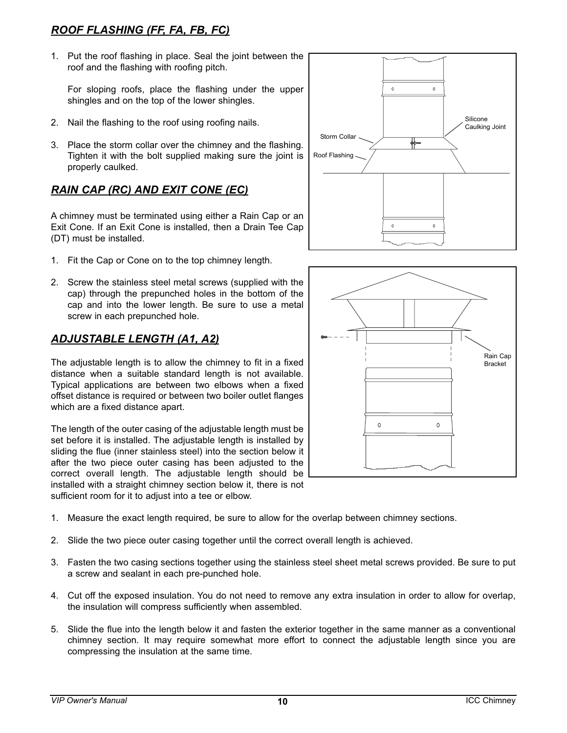## *ROOF FLASHING (FF, FA, FB, FC)*

1. Put the roof flashing in place. Seal the joint between the roof and the flashing with roofing pitch.

   For sloping roofs, place the flashing under the upper shingles and on the top of the lower shingles.

2. Nail the flashing to the roof using roofing nails.

3. Place the storm collar over the chimney and the flashing. Tighten it with the bolt supplied making sure the joint is properly caulked.

Silicone Caulking Joint

Storm Collar

Roof Flashing

## *RAIN CAP (RC) AND EXIT CONE (EC)*

A chimney must be terminated using either a Rain Cap or an Exit Cone. If an Exit Cone is installed, then a Drain Tee Cap (DT) must be installed.

1. Fit the Cap or Cone on to the top chimney length.

2. Screw the stainless steel metal screws (supplied with the cap) through the prepunched holes in the bottom of the cap and into the lower length. Be sure to use a metal screw in each prepunched hole.

Rain Cap Bracket

## *ADJUSTABLE LENGTH (A1, A2)*

The adjustable length is to allow the chimney to fit in a fixed distance when a suitable standard length is not available. Typical applications are between two elbows when a fixed offset distance is required or between two boiler outlet flanges which are a fixed distance apart.

The length of the outer casing of the adjustable length must be set before it is installed. The adjustable length is installed by sliding the flue (inner stainless steel) into the section below it after the two piece outer casing has been adjusted to the correct overall length. The adjustable length should be installed with a straight chimney section below it, there is not sufficient room for it to adjust into a tee or elbow.

1. Measure the exact length required, be sure to allow for the overlap between chimney sections.

2. Slide the two piece outer casing together until the correct overall length is achieved.

3. Fasten the two casing sections together using the stainless steel sheet metal screws provided. Be sure to put a screw and sealant in each pre-punched hole.

4. Cut off the exposed insulation. You do not need to remove any extra insulation in order to allow for overlap, the insulation will compress sufficiently when assembled.

5. Slide the flue into the length below it and fasten the exterior together in the same manner as a conventional chimney section. It may require somewhat more effort to connect the adjustable length since you are compressing the insulation at the same time.